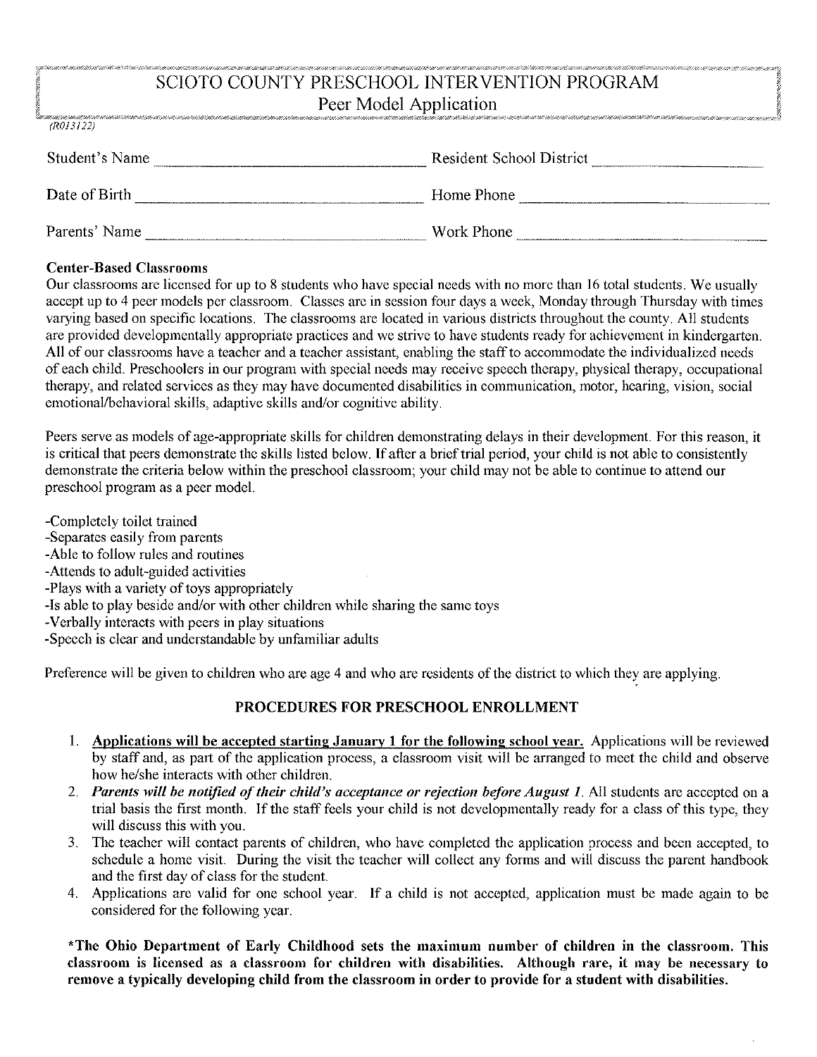# SCIOTO COUNTY PRESCHOOL INTERVENTION PROGRAM

## Peer Model Application

(R013122)

Student's Name ______________________ Resident School District ______________________

Date of Birth ______________________ Home Phone ______________________

Parents' Name ______________________ Work Phone ______________________

**Center-Based Classrooms**

Our classrooms are licensed for up to 8 students who have special needs with no more than 16 total students. We usually accept up to 4 peer models per classroom. Classes are in session four days a week, Monday through Thursday with times varying based on specific locations. The classrooms are located in various districts throughout the county. All students are provided developmentally appropriate practices and we strive to have students ready for achievement in kindergarten. All of our classrooms have a teacher and a teacher assistant, enabling the staff to accommodate the individualized needs of each child. Preschoolers in our program with special needs may receive speech therapy, physical therapy, occupational therapy, and related services as they may have documented disabilities in communication, motor, hearing, vision, social emotional/behavioral skills, adaptive skills and/or cognitive ability.

Peers serve as models of age-appropriate skills for children demonstrating delays in their development. For this reason, it is critical that peers demonstrate the skills listed below. If after a brief trial period, your child is not able to consistently demonstrate the criteria below within the preschool classroom; your child may not be able to continue to attend our preschool program as a peer model.

- Completely toilet trained
- Separates easily from parents
- Able to follow rules and routines
- Attends to adult-guided activities
- Plays with a variety of toys appropriately
- Is able to play beside and/or with other children while sharing the same toys
- Verbally interacts with peers in play situations
- Speech is clear and understandable by unfamiliar adults

Preference will be given to children who are age 4 and who are residents of the district to which they are applying.

## PROCEDURES FOR PRESCHOOL ENROLLMENT

1. **Applications will be accepted starting January 1 for the following school year.** Applications will be reviewed by staff and, as part of the application process, a classroom visit will be arranged to meet the child and observe how he/she interacts with other children.
2. ***Parents will be notified of their child's acceptance or rejection before August 1.*** All students are accepted on a trial basis the first month. If the staff feels your child is not developmentally ready for a class of this type, they will discuss this with you.
3. The teacher will contact parents of children, who have completed the application process and been accepted, to schedule a home visit. During the visit the teacher will collect any forms and will discuss the parent handbook and the first day of class for the student.
4. Applications are valid for one school year. If a child is not accepted, application must be made again to be considered for the following year.

**\*The Ohio Department of Early Childhood sets the maximum number of children in the classroom. This classroom is licensed as a classroom for children with disabilities. Although rare, it may be necessary to remove a typically developing child from the classroom in order to provide for a student with disabilities.**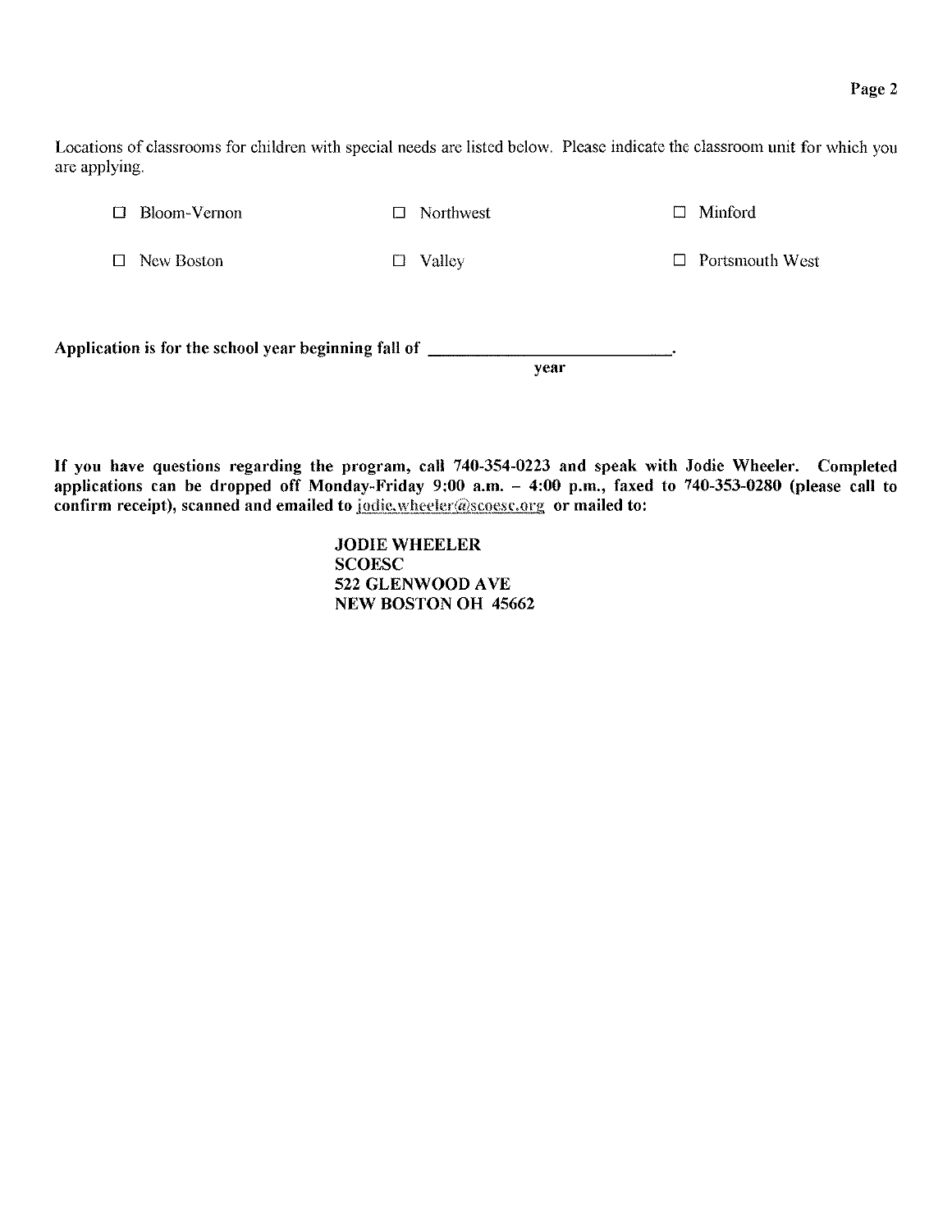Locations of classrooms for children with special needs are listed below. Please indicate the classroom unit for which you are applying.

☐ Bloom-Vernon ☐ Northwest ☐ Minford

☐ New Boston ☐ Valley ☐ Portsmouth West

**Application is for the school year beginning fall of ___________________________.**
**year**

**If you have questions regarding the program, call 740-354-0223 and speak with Jodie Wheeler. Completed applications can be dropped off Monday-Friday 9:00 a.m. – 4:00 p.m., faxed to 740-353-0280 (please call to confirm receipt), scanned and emailed to** jodie.wheeler@scoesc.org **or mailed to:**

**JODIE WHEELER**
**SCOESC**
**522 GLENWOOD AVE**
**NEW BOSTON OH 45662**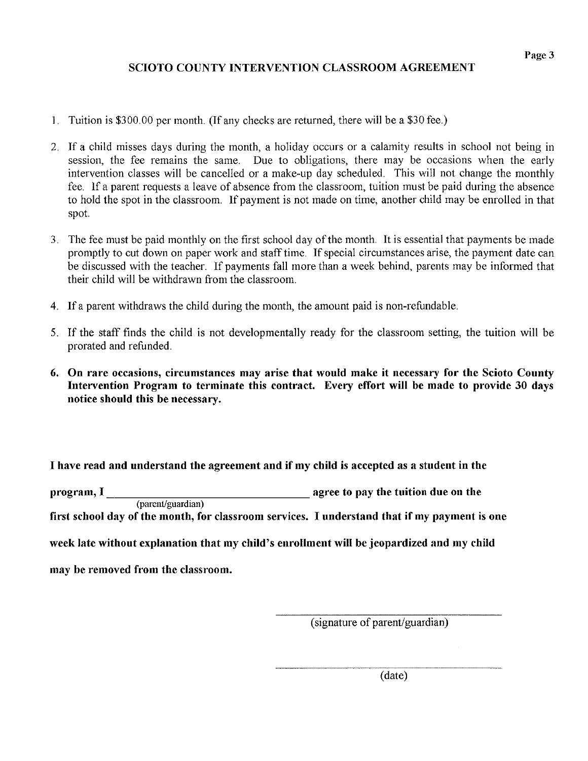## SCIOTO COUNTY INTERVENTION CLASSROOM AGREEMENT

1. Tuition is $300.00 per month. (If any checks are returned, there will be a $30 fee.)

2. If a child misses days during the month, a holiday occurs or a calamity results in school not being in session, the fee remains the same. Due to obligations, there may be occasions when the early intervention classes will be cancelled or a make-up day scheduled. This will not change the monthly fee. If a parent requests a leave of absence from the classroom, tuition must be paid during the absence to hold the spot in the classroom. If payment is not made on time, another child may be enrolled in that spot.

3. The fee must be paid monthly on the first school day of the month. It is essential that payments be made promptly to cut down on paper work and staff time. If special circumstances arise, the payment date can be discussed with the teacher. If payments fall more than a week behind, parents may be informed that their child will be withdrawn from the classroom.

4. If a parent withdraws the child during the month, the amount paid is non-refundable.

5. If the staff finds the child is not developmentally ready for the classroom setting, the tuition will be prorated and refunded.

6. **On rare occasions, circumstances may arise that would make it necessary for the Scioto County Intervention Program to terminate this contract. Every effort will be made to provide 30 days notice should this be necessary.**

**I have read and understand the agreement and if my child is accepted as a student in the program, I \_\_\_\_\_\_\_\_\_\_\_\_\_\_\_\_\_\_\_\_\_\_\_\_\_\_\_\_\_\_\_\_ (parent/guardian) agree to pay the tuition due on the first school day of the month, for classroom services. I understand that if my payment is one week late without explanation that my child's enrollment will be jeopardized and my child may be removed from the classroom.**

\_\_\_\_\_\_\_\_\_\_\_\_\_\_\_\_\_\_\_\_\_\_\_\_\_\_\_\_\_\_\_\_
(signature of parent/guardian)

\_\_\_\_\_\_\_\_\_\_\_\_\_\_\_\_\_\_\_\_\_\_\_\_\_\_\_\_\_\_\_\_
(date)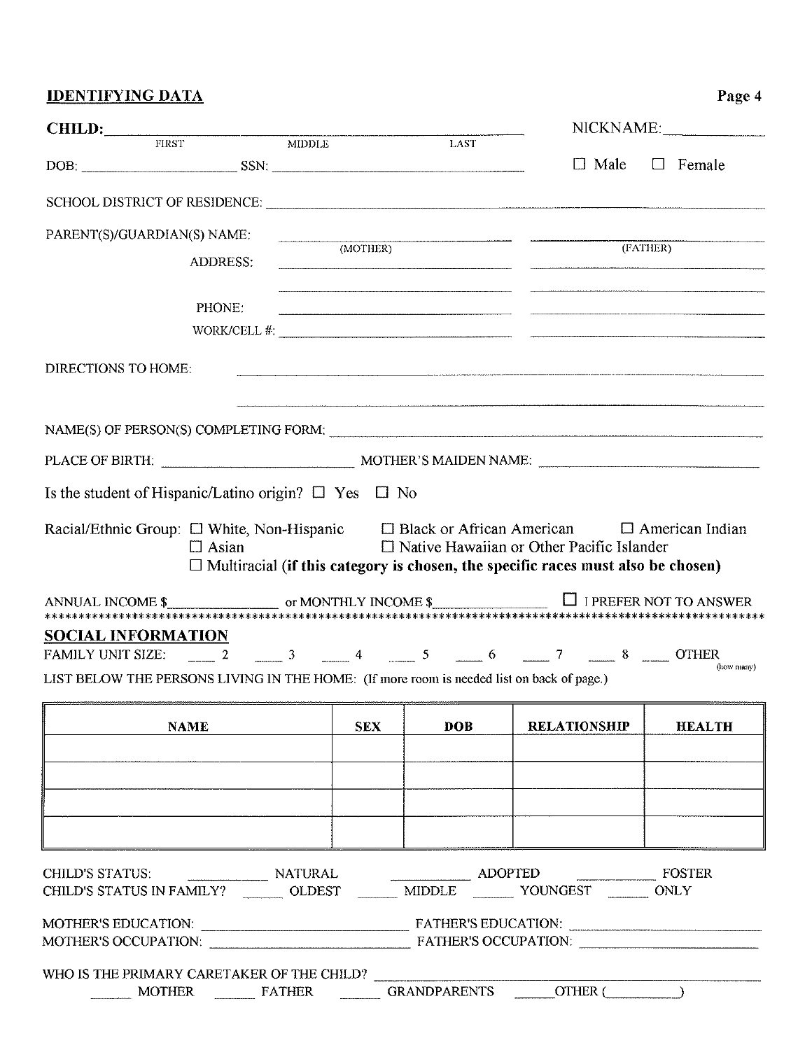## IDENTIFYING DATA

**CHILD:** ______________________________________________ NICKNAME: ____________

FIRST MIDDLE LAST

DOB: ____________________ SSN: ________________________________ ☐ Male ☐ Female

SCHOOL DISTRICT OF RESIDENCE: ______________________________________________

PARENT(S)/GUARDIAN(S) NAME: ______________________ (MOTHER) ______________________ (FATHER)

ADDRESS: ______________________ ______________________

______________________ ______________________

PHONE: ______________________ ______________________

WORK/CELL #: ______________________ ______________________

DIRECTIONS TO HOME: ______________________________________________

______________________________________________

NAME(S) OF PERSON(S) COMPLETING FORM: ______________________________________________

PLACE OF BIRTH: ______________________ MOTHER'S MAIDEN NAME: ______________________

Is the student of Hispanic/Latino origin? ☐ Yes ☐ No

Racial/Ethnic Group: ☐ White, Non-Hispanic ☐ Black or African American ☐ American Indian
☐ Asian ☐ Native Hawaiian or Other Pacific Islander
☐ Multiracial **(if this category is chosen, the specific races must also be chosen)**

ANNUAL INCOME $____________ or MONTHLY INCOME $____________ ☐ I PREFER NOT TO ANSWER

****************************************************************************************************

## SOCIAL INFORMATION

FAMILY UNIT SIZE: ____ 2 ____ 3 ____ 4 ____ 5 ____ 6 ____ 7 ____ 8 ____ OTHER (how many)

LIST BELOW THE PERSONS LIVING IN THE HOME: (If more room is needed list on back of page.)

| NAME | SEX | DOB | RELATIONSHIP | HEALTH |
|---|---|---|---|---|
| | | | | |
| | | | | |
| | | | | |
| | | | | |

CHILD'S STATUS: ________ NATURAL ________ ADOPTED ________ FOSTER

CHILD'S STATUS IN FAMILY? ______ OLDEST ______ MIDDLE ______ YOUNGEST ______ ONLY

MOTHER'S EDUCATION: ______________________ FATHER'S EDUCATION: ______________________

MOTHER'S OCCUPATION: ______________________ FATHER'S OCCUPATION: ______________________

WHO IS THE PRIMARY CARETAKER OF THE CHILD? ______________________________________________

______ MOTHER ______ FATHER ______ GRANDPARENTS ______ OTHER (__________)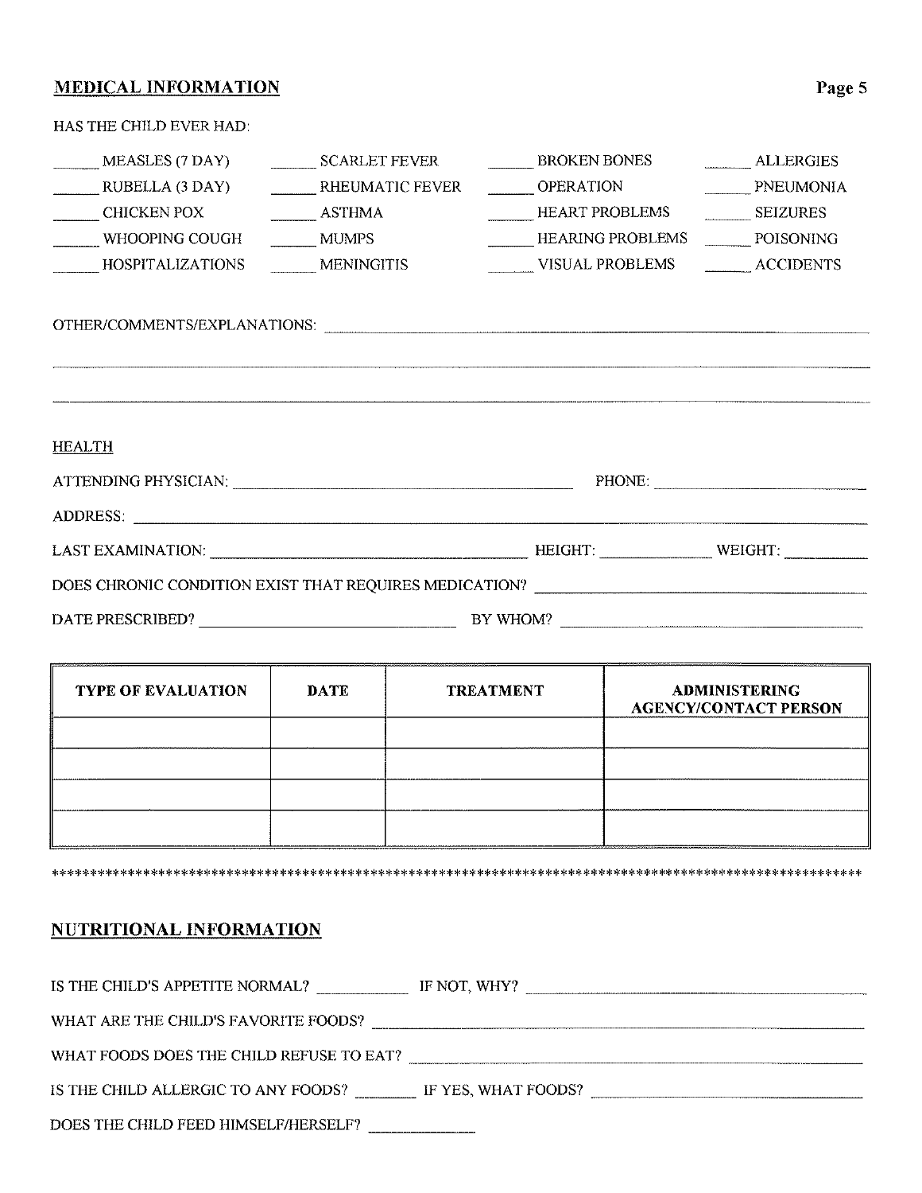## MEDICAL INFORMATION

HAS THE CHILD EVER HAD:

| | | | |
|---|---|---|---|
| ______ MEASLES (7 DAY) | ______ SCARLET FEVER | ______ BROKEN BONES | ______ ALLERGIES |
| ______ RUBELLA (3 DAY) | ______ RHEUMATIC FEVER | ______ OPERATION | ______ PNEUMONIA |
| ______ CHICKEN POX | ______ ASTHMA | ______ HEART PROBLEMS | ______ SEIZURES |
| ______ WHOOPING COUGH | ______ MUMPS | ______ HEARING PROBLEMS | ______ POISONING |
| ______ HOSPITALIZATIONS | ______ MENINGITIS | ______ VISUAL PROBLEMS | ______ ACCIDENTS |

OTHER/COMMENTS/EXPLANATIONS: ______________________________________________

______________________________________________________________________

______________________________________________________________________

HEALTH

ATTENDING PHYSICIAN: ______________________________ PHONE: ______________________

ADDRESS: ______________________________________________________________

LAST EXAMINATION: ______________________________ HEIGHT: ____________ WEIGHT: __________

DOES CHRONIC CONDITION EXIST THAT REQUIRES MEDICATION? ______________________________

DATE PRESCRIBED? ______________________________ BY WHOM? ______________________________

| TYPE OF EVALUATION | DATE | TREATMENT | ADMINISTERING AGENCY/CONTACT PERSON |
|---|---|---|---|
| | | | |
| | | | |
| | | | |
| | | | |

**************************************************************************************************************

## NUTRITIONAL INFORMATION

IS THE CHILD'S APPETITE NORMAL? __________ IF NOT, WHY? ______________________________

WHAT ARE THE CHILD'S FAVORITE FOODS? ______________________________________________

WHAT FOODS DOES THE CHILD REFUSE TO EAT? ______________________________________________

IS THE CHILD ALLERGIC TO ANY FOODS? ________ IF YES, WHAT FOODS? ______________________________

DOES THE CHILD FEED HIMSELF/HERSELF? ____________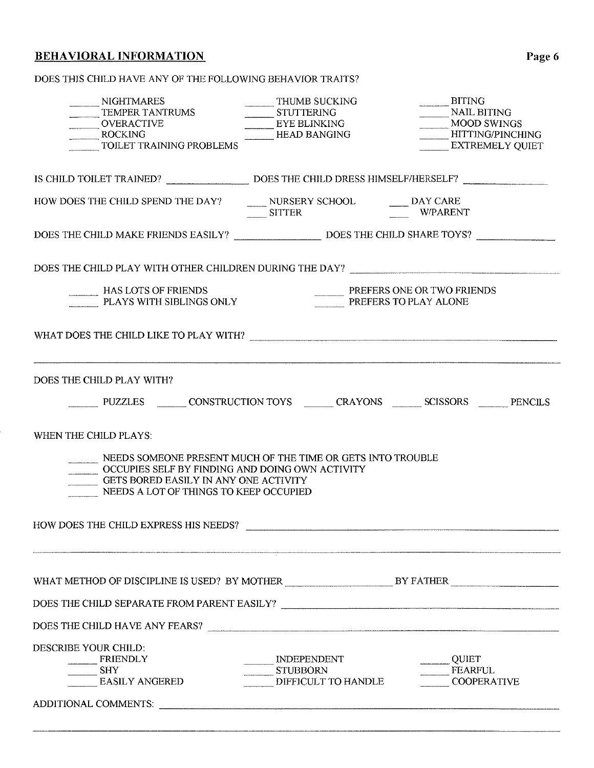## BEHAVIORAL INFORMATION

DOES THIS CHILD HAVE ANY OF THE FOLLOWING BEHAVIOR TRAITS?

| | | |
|---|---|---|
| ______ NIGHTMARES | ______ THUMB SUCKING | ______ BITING |
| ______ TEMPER TANTRUMS | ______ STUTTERING | ______ NAIL BITING |
| ______ OVERACTIVE | ______ EYE BLINKING | ______ MOOD SWINGS |
| ______ ROCKING | ______ HEAD BANGING | ______ HITTING/PINCHING |
| ______ TOILET TRAINING PROBLEMS | | ______ EXTREMELY QUIET |

IS CHILD TOILET TRAINED? ______________ DOES THE CHILD DRESS HIMSELF/HERSELF? ______________

HOW DOES THE CHILD SPEND THE DAY? ____ NURSERY SCHOOL ____ DAY CARE ____ SITTER ____ W/PARENT

DOES THE CHILD MAKE FRIENDS EASILY? ______________ DOES THE CHILD SHARE TOYS? ______________

DOES THE CHILD PLAY WITH OTHER CHILDREN DURING THE DAY? ______________________________

______ HAS LOTS OF FRIENDS ______ PREFERS ONE OR TWO FRIENDS
______ PLAYS WITH SIBLINGS ONLY ______ PREFERS TO PLAY ALONE

WHAT DOES THE CHILD LIKE TO PLAY WITH? ______________________________________________

______________________________________________________________________________

DOES THE CHILD PLAY WITH?

______ PUZZLES ______ CONSTRUCTION TOYS ______ CRAYONS ______ SCISSORS ______ PENCILS

WHEN THE CHILD PLAYS:

______ NEEDS SOMEONE PRESENT MUCH OF THE TIME OR GETS INTO TROUBLE
______ OCCUPIES SELF BY FINDING AND DOING OWN ACTIVITY
______ GETS BORED EASILY IN ANY ONE ACTIVITY
______ NEEDS A LOT OF THINGS TO KEEP OCCUPIED

HOW DOES THE CHILD EXPRESS HIS NEEDS? ______________________________________________

______________________________________________________________________________

WHAT METHOD OF DISCIPLINE IS USED? BY MOTHER ______________ BY FATHER ______________

DOES THE CHILD SEPARATE FROM PARENT EASILY? ________________________________________

DOES THE CHILD HAVE ANY FEARS? _____________________________________________________

DESCRIBE YOUR CHILD:

| | | |
|---|---|---|
| ______ FRIENDLY | ______ INDEPENDENT | ______ QUIET |
| ______ SHY | ______ STUBBORN | ______ FEARFUL |
| ______ EASILY ANGERED | ______ DIFFICULT TO HANDLE | ______ COOPERATIVE |

ADDITIONAL COMMENTS: _________________________________________________________

______________________________________________________________________________